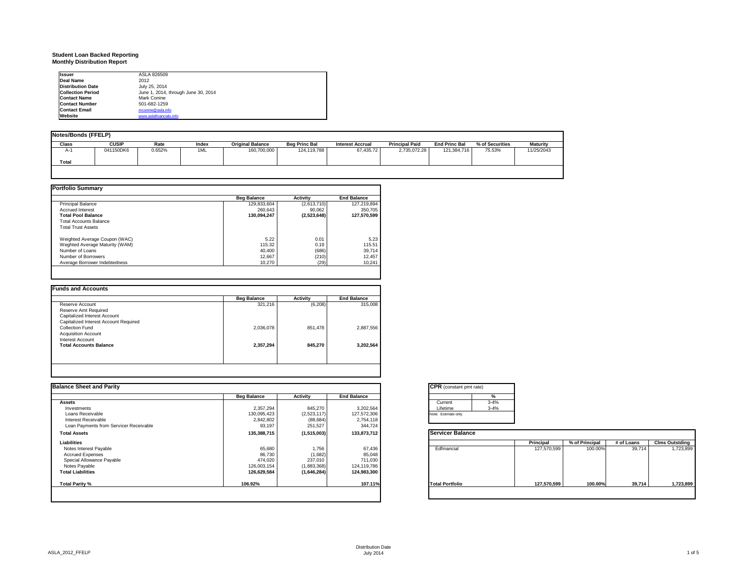**Student Loan Backed Reporting**
**Monthly Distribution Report**

| | |
|---|---|
| **Issuer** | ASLA 826509 |
| **Deal Name** | 2012 |
| **Distribution Date** | July 25, 2014 |
| **Collection Period** | June 1, 2014, through June 30, 2014 |
| **Contact Name** | Mark Conine |
| **Contact Number** | 501-682-1259 |
| **Contact Email** | mconine@asla.info |
| **Website** | www.aslafinancials.info |

**Notes/Bonds (FFELP)**

| Class | CUSIP | Rate | Index | Original Balance | Beg Princ Bal | Interest Accrual | Principal Paid | End Princ Bal | % of Securities | Maturity |
|---|---|---|---|---|---|---|---|---|---|---|
| A-1 | 041150DK6 | 0.652% | 1ML | 160,700,000 | 124,119,788 | 67,435.72 | 2,735,072.28 | 121,384,716 | 75.53% | 11/25/2043 |
| **Total** | | | | | | | | | | |

**Portfolio Summary**

| | Beg Balance | Activity | End Balance |
|---|---|---|---|
| Principal Balance | 129,833,604 | (2,613,710) | 127,219,894 |
| Accrued Interest | 260,643 | 90,062 | 350,705 |
| **Total Pool Balance** | **130,094,247** | **(2,523,648)** | **127,570,599** |
| Total Accounts Balance | | | |
| Total Trust Assets | | | |
| | | | |
| Weighted Average Coupon (WAC) | 5.22 | 0.01 | 5.23 |
| Weghted Average Maturity (WAM) | 115.32 | 0.19 | 115.51 |
| Number of Loans | 40,400 | (686) | 39,714 |
| Number of Borrowers | 12,667 | (210) | 12,457 |
| Average Borrower Indebtedness | 10,270 | (29) | 10,241 |

**Funds and Accounts**

| | Beg Balance | Activity | End Balance |
|---|---|---|---|
| Reserve Account | 321,216 | (6,208) | 315,008 |
| Reserve Amt Required | | | |
| Capitalized Interest Account | | | |
| Capitalized Interest Account Required | | | |
| Collection Fund | 2,036,078 | 851,478 | 2,887,556 |
| Acquisition Account | | | |
| Interest Account | | | |
| **Total Accounts Balance** | **2,357,294** | **845,270** | **3,202,564** |

**Balance Sheet and Parity**

| | Beg Balance | Activity | End Balance |
|---|---|---|---|
| **Assets** | | | |
| Investments | 2,357,294 | 845,270 | 3,202,564 |
| Loans Receivable | 130,095,423 | (2,523,117) | 127,572,306 |
| Interest Receivable | 2,842,802 | (88,684) | 2,754,118 |
| Loan Payments from Servicer Receivable | 93,197 | 251,527 | 344,724 |
| **Total Assets** | **135,388,715** | **(1,515,003)** | **133,873,712** |
| **Liabilities** | | | |
| Notes Interest Payable | 65,680 | 1,756 | 67,436 |
| Accrued Expenses | 86,730 | (1,682) | 85,048 |
| Special Allowance Payable | 474,020 | 237,010 | 711,030 |
| Notes Payable | 126,003,154 | (1,883,368) | 124,119,786 |
| **Total Liabilities** | **126,629,584** | **(1,646,284)** | **124,983,300** |
| **Total Parity %** | **106.92%** | | **107.11%** |

**CPR** (constant pmt rate)

| | % |
|---|---|
| Current | 3-4% |
| Lifetime | 3-4% |

Note: Estimate only.

**Servicer Balance**

| | Principal | % of Principal | # of Loans | Clms Outstding |
|---|---|---|---|---|
| Edfinancial | 127,570,599 | 100.00% | 39,714 | 1,723,899 |
| **Total Portfolio** | **127,570,599** | **100.00%** | **39,714** | **1,723,899** |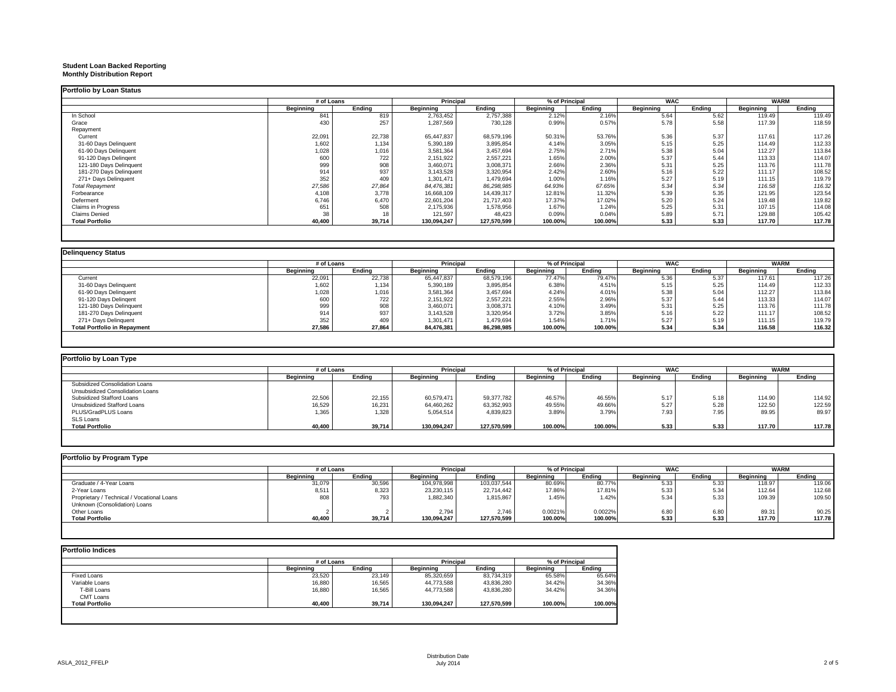**Student Loan Backed Reporting**
**Monthly Distribution Report**

**Portfolio by Loan Status**

| | # of Loans | | Principal | | % of Principal | | WAC | | WARM | |
|---|---|---|---|---|---|---|---|---|---|---|
| | Beginning | Ending | Beginning | Ending | Beginning | Ending | Beginning | Ending | Beginning | Ending |
| In School | 841 | 819 | 2,763,452 | 2,757,388 | 2.12% | 2.16% | 5.64 | 5.62 | 119.49 | 119.49 |
| Grace | 430 | 257 | 1,287,569 | 730,128 | 0.99% | 0.57% | 5.78 | 5.58 | 117.39 | 118.59 |
| Repayment | | | | | | | | | | |
| Current | 22,091 | 22,738 | 65,447,837 | 68,579,196 | 50.31% | 53.76% | 5.36 | 5.37 | 117.61 | 117.26 |
| 31-60 Days Delinquent | 1,602 | 1,134 | 5,390,189 | 3,895,854 | 4.14% | 3.05% | 5.15 | 5.25 | 114.49 | 112.33 |
| 61-90 Days Delinquent | 1,028 | 1,016 | 3,581,364 | 3,457,694 | 2.75% | 2.71% | 5.38 | 5.04 | 112.27 | 113.84 |
| 91-120 Days Delingent | 600 | 722 | 2,151,922 | 2,557,221 | 1.65% | 2.00% | 5.37 | 5.44 | 113.33 | 114.07 |
| 121-180 Days Delinquent | 999 | 908 | 3,460,071 | 3,008,371 | 2.66% | 2.36% | 5.31 | 5.25 | 113.76 | 111.78 |
| 181-270 Days Delinquent | 914 | 937 | 3,143,528 | 3,320,954 | 2.42% | 2.60% | 5.16 | 5.22 | 111.17 | 108.52 |
| 271+ Days Delinquent | 352 | 409 | 1,301,471 | 1,479,694 | 1.00% | 1.16% | 5.27 | 5.19 | 111.15 | 119.79 |
| *Total Repayment* | *27,586* | *27,864* | *84,476,381* | *86,298,985* | *64.93%* | *67.65%* | *5.34* | *5.34* | *116.58* | *116.32* |
| Forbearance | 4,108 | 3,778 | 16,668,109 | 14,439,317 | 12.81% | 11.32% | 5.39 | 5.35 | 121.95 | 123.54 |
| Deferment | 6,746 | 6,470 | 22,601,204 | 21,717,403 | 17.37% | 17.02% | 5.20 | 5.24 | 119.48 | 119.82 |
| Claims in Progress | 651 | 508 | 2,175,936 | 1,578,956 | 1.67% | 1.24% | 5.25 | 5.31 | 107.15 | 114.08 |
| Claims Denied | 38 | 18 | 121,597 | 48,423 | 0.09% | 0.04% | 5.89 | 5.71 | 129.88 | 105.42 |
| **Total Portfolio** | **40,400** | **39,714** | **130,094,247** | **127,570,599** | **100.00%** | **100.00%** | **5.33** | **5.33** | **117.70** | **117.78** |

**Delinquency Status**

| | # of Loans | | Principal | | % of Principal | | WAC | | WARM | |
|---|---|---|---|---|---|---|---|---|---|---|
| | Beginning | Ending | Beginning | Ending | Beginning | Ending | Beginning | Ending | Beginning | Ending |
| Current | 22,091 | 22,738 | 65,447,837 | 68,579,196 | 77.47% | 79.47% | 5.36 | 5.37 | 117.61 | 117.26 |
| 31-60 Days Delinquent | 1,602 | 1,134 | 5,390,189 | 3,895,854 | 6.38% | 4.51% | 5.15 | 5.25 | 114.49 | 112.33 |
| 61-90 Days Delinquent | 1,028 | 1,016 | 3,581,364 | 3,457,694 | 4.24% | 4.01% | 5.38 | 5.04 | 112.27 | 113.84 |
| 91-120 Days Delingent | 600 | 722 | 2,151,922 | 2,557,221 | 2.55% | 2.96% | 5.37 | 5.44 | 113.33 | 114.07 |
| 121-180 Days Delinquent | 999 | 908 | 3,460,071 | 3,008,371 | 4.10% | 3.49% | 5.31 | 5.25 | 113.76 | 111.78 |
| 181-270 Days Delinquent | 914 | 937 | 3,143,528 | 3,320,954 | 3.72% | 3.85% | 5.16 | 5.22 | 111.17 | 108.52 |
| 271+ Days Delinquent | 352 | 409 | 1,301,471 | 1,479,694 | 1.54% | 1.71% | 5.27 | 5.19 | 111.15 | 119.79 |
| **Total Portfolio in Repayment** | **27,586** | **27,864** | **84,476,381** | **86,298,985** | **100.00%** | **100.00%** | **5.34** | **5.34** | **116.58** | **116.32** |

**Portfolio by Loan Type**

| | # of Loans | | Principal | | % of Principal | | WAC | | WARM | |
|---|---|---|---|---|---|---|---|---|---|---|
| | Beginning | Ending | Beginning | Ending | Beginning | Ending | Beginning | Ending | Beginning | Ending |
| Subsidized Consolidation Loans | | | | | | | | | | |
| Unsubsidized Consolidation Loans | | | | | | | | | | |
| Subsidized Stafford Loans | 22,506 | 22,155 | 60,579,471 | 59,377,782 | 46.57% | 46.55% | 5.17 | 5.18 | 114.90 | 114.92 |
| Unsubsidized Stafford Loans | 16,529 | 16,231 | 64,460,262 | 63,352,993 | 49.55% | 49.66% | 5.27 | 5.28 | 122.50 | 122.59 |
| PLUS/GradPLUS Loans | 1,365 | 1,328 | 5,054,514 | 4,839,823 | 3.89% | 3.79% | 7.93 | 7.95 | 89.95 | 89.97 |
| SLS Loans | | | | | | | | | | |
| **Total Portfolio** | **40,400** | **39,714** | **130,094,247** | **127,570,599** | **100.00%** | **100.00%** | **5.33** | **5.33** | **117.70** | **117.78** |

**Portfolio by Program Type**

| | # of Loans | | Principal | | % of Principal | | WAC | | WARM | |
|---|---|---|---|---|---|---|---|---|---|---|
| | Beginning | Ending | Beginning | Ending | Beginning | Ending | Beginning | Ending | Beginning | Ending |
| Graduate / 4-Year Loans | 31,079 | 30,596 | 104,978,998 | 103,037,544 | 80.69% | 80.77% | 5.33 | 5.33 | 118.97 | 119.06 |
| 2-Year Loans | 8,511 | 8,323 | 23,230,115 | 22,714,442 | 17.86% | 17.81% | 5.33 | 5.34 | 112.64 | 112.68 |
| Proprietary / Technical / Vocational Loans | 808 | 793 | 1,882,340 | 1,815,867 | 1.45% | 1.42% | 5.34 | 5.33 | 109.39 | 109.50 |
| Unknown (Consolidation) Loans | | | | | | | | | | |
| Other Loans | 2 | 2 | 2,794 | 2,746 | 0.0021% | 0.0022% | 6.80 | 6.80 | 89.31 | 90.25 |
| **Total Portfolio** | **40,400** | **39,714** | **130,094,247** | **127,570,599** | **100.00%** | **100.00%** | **5.33** | **5.33** | **117.70** | **117.78** |

**Portfolio Indices**

| | # of Loans | | Principal | | % of Principal | |
|---|---|---|---|---|---|---|
| | Beginning | Ending | Beginning | Ending | Beginning | Ending |
| Fixed Loans | 23,520 | 23,149 | 85,320,659 | 83,734,319 | 65.58% | 65.64% |
| Variable Loans | 16,880 | 16,565 | 44,773,588 | 43,836,280 | 34.42% | 34.36% |
| T-Bill Loans | 16,880 | 16,565 | 44,773,588 | 43,836,280 | 34.42% | 34.36% |
| CMT Loans | | | | | | |
| **Total Portfolio** | **40,400** | **39,714** | **130,094,247** | **127,570,599** | **100.00%** | **100.00%** |

ASLA_2012_FFELP

Distribution Date
July 2014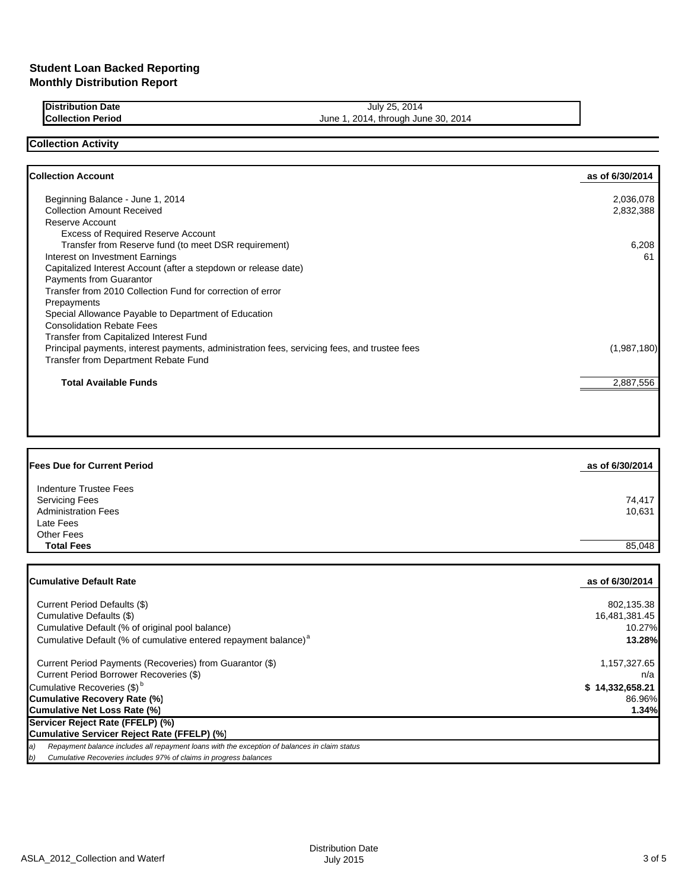## Student Loan Backed Reporting
## Monthly Distribution Report

| | |
|---|---|
| **Distribution Date** | July 25, 2014 |
| **Collection Period** | June 1, 2014, through June 30, 2014 |

### Collection Activity

| **Collection Account** | **as of 6/30/2014** |
|---|---|
| Beginning Balance - June 1, 2014 | 2,036,078 |
| Collection Amount Received | 2,832,388 |
| Reserve Account | |
| Excess of Required Reserve Account | |
| Transfer from Reserve fund (to meet DSR requirement) | 6,208 |
| Interest on Investment Earnings | 61 |
| Capitalized Interest Account (after a stepdown or release date) | |
| Payments from Guarantor | |
| Transfer from 2010 Collection Fund for correction of error | |
| Prepayments | |
| Special Allowance Payable to Department of Education | |
| Consolidation Rebate Fees | |
| Transfer from Capitalized Interest Fund | |
| Principal payments, interest payments, administration fees, servicing fees, and trustee fees | (1,987,180) |
| Transfer from Department Rebate Fund | |
| **Total Available Funds** | 2,887,556 |

| **Fees Due for Current Period** | **as of 6/30/2014** |
|---|---|
| Indenture Trustee Fees | |
| Servicing Fees | 74,417 |
| Administration Fees | 10,631 |
| Late Fees | |
| Other Fees | |
| **Total Fees** | 85,048 |

| **Cumulative Default Rate** | **as of 6/30/2014** |
|---|---|
| Current Period Defaults ($) | 802,135.38 |
| Cumulative Defaults ($) | 16,481,381.45 |
| Cumulative Default (% of original pool balance) | 10.27% |
| Cumulative Default (% of cumulative entered repayment balance)[a] | **13.28%** |
| Current Period Payments (Recoveries) from Guarantor ($) | 1,157,327.65 |
| Current Period Borrower Recoveries ($) | n/a |
| Cumulative Recoveries ($)[b] | **$ 14,332,658.21** |
| **Cumulative Recovery Rate (%)** | 86.96% |
| **Cumulative Net Loss Rate (%)** | **1.34%** |
| **Servicer Reject Rate (FFELP) (%)** | |
| **Cumulative Servicer Reject Rate (FFELP) (%)** | |

*a) Repayment balance includes all repayment loans with the exception of balances in claim status*

*b) Cumulative Recoveries includes 97% of claims in progress balances*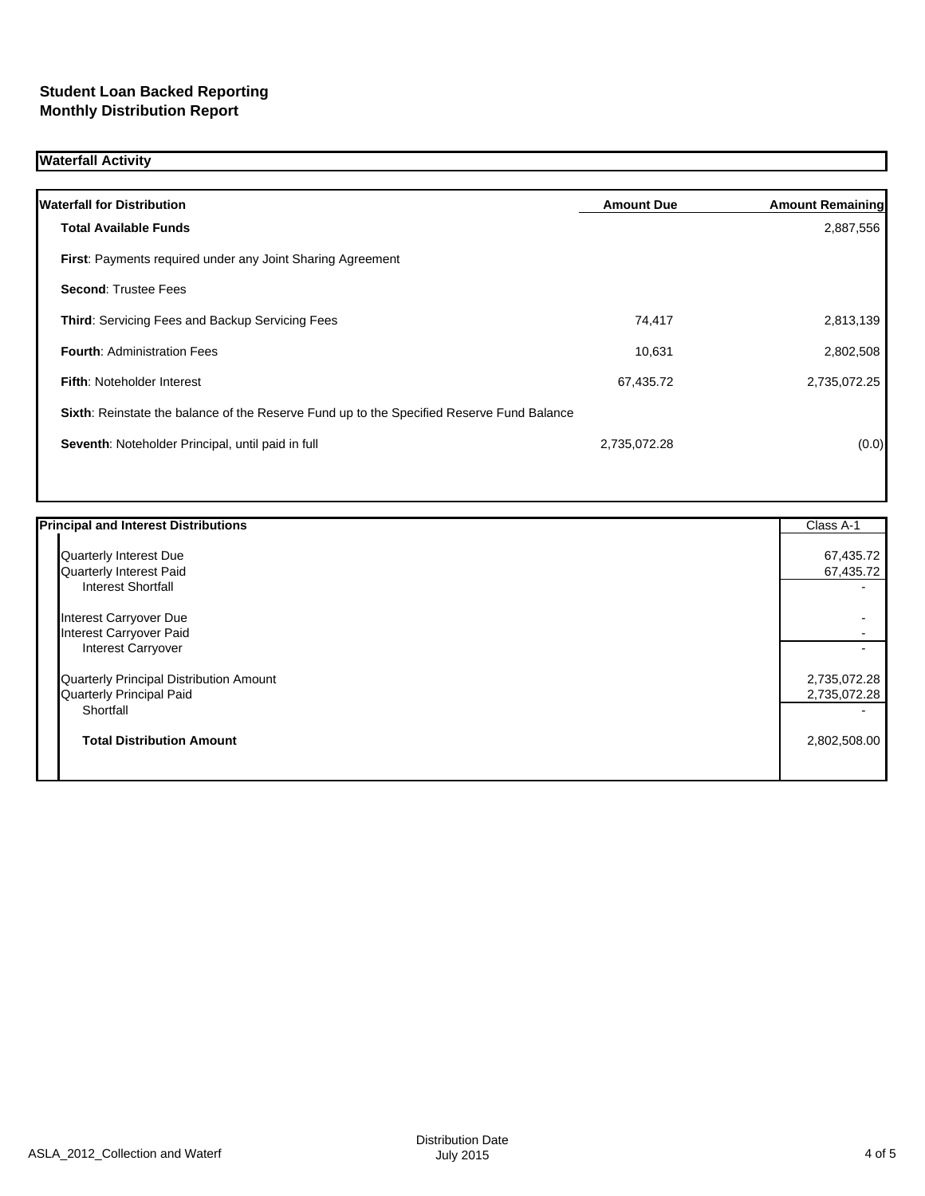**Student Loan Backed Reporting**
**Monthly Distribution Report**

## Waterfall Activity

| Waterfall for Distribution | Amount Due | Amount Remaining |
|---|---|---|
| **Total Available Funds** | | 2,887,556 |
| **First**: Payments required under any Joint Sharing Agreement | | |
| **Second**: Trustee Fees | | |
| **Third**: Servicing Fees and Backup Servicing Fees | 74,417 | 2,813,139 |
| **Fourth**: Administration Fees | 10,631 | 2,802,508 |
| **Fifth**: Noteholder Interest | 67,435.72 | 2,735,072.25 |
| **Sixth**: Reinstate the balance of the Reserve Fund up to the Specified Reserve Fund Balance | | |
| **Seventh**: Noteholder Principal, until paid in full | 2,735,072.28 | (0.0) |

| Principal and Interest Distributions | Class A-1 |
|---|---|
| Quarterly Interest Due | 67,435.72 |
| Quarterly Interest Paid | 67,435.72 |
| Interest Shortfall | - |
| Interest Carryover Due | - |
| Interest Carryover Paid | - |
| Interest Carryover | - |
| Quarterly Principal Distribution Amount | 2,735,072.28 |
| Quarterly Principal Paid | 2,735,072.28 |
| Shortfall | - |
| **Total Distribution Amount** | 2,802,508.00 |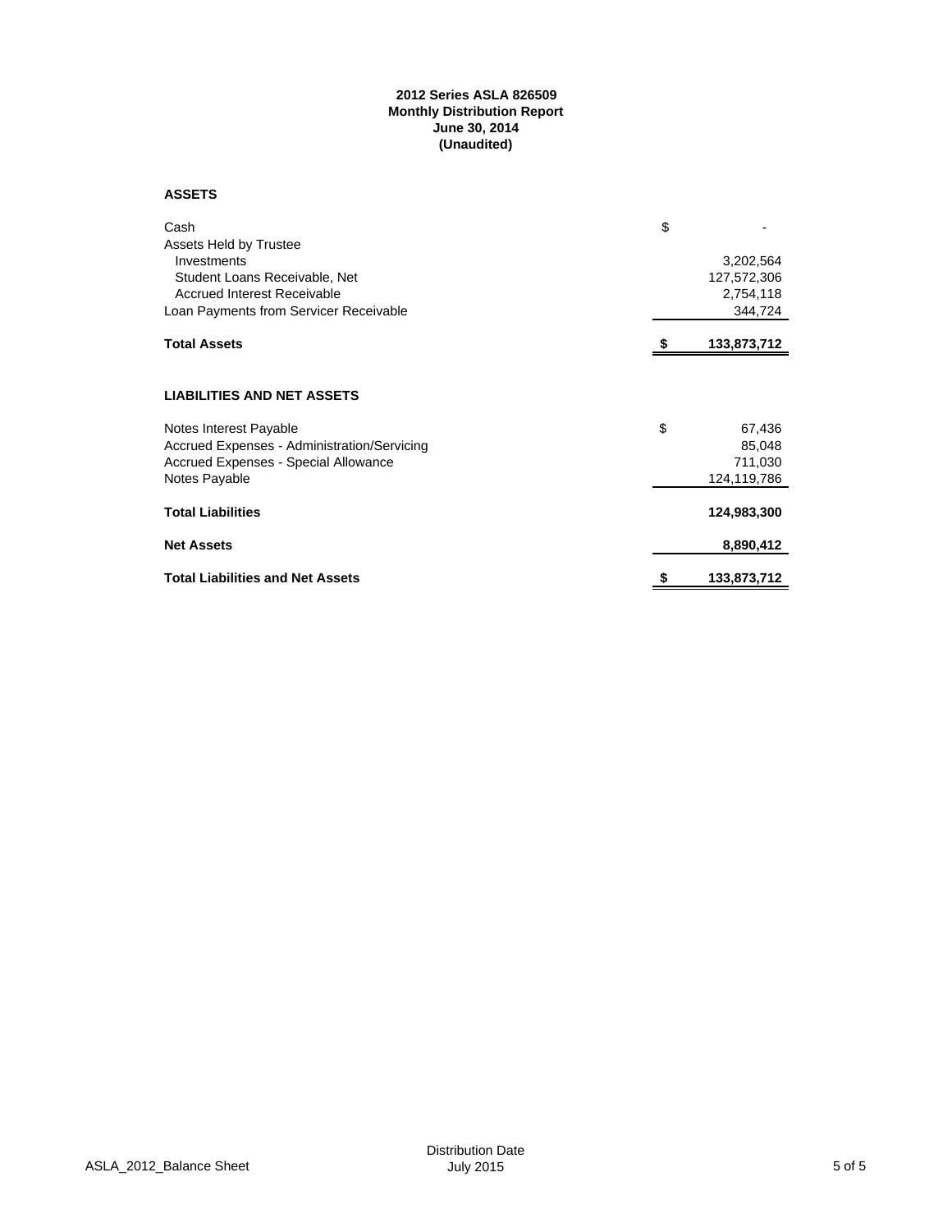**2012 Series ASLA 826509**
**Monthly Distribution Report**
**June 30, 2014**
**(Unaudited)**

| | | |
|---|---|---|
| **ASSETS** | | |
| Cash | $ | - |
| Assets Held by Trustee | | |
| Investments | | 3,202,564 |
| Student Loans Receivable, Net | | 127,572,306 |
| Accrued Interest Receivable | | 2,754,118 |
| Loan Payments from Servicer Receivable | | 344,724 |
| **Total Assets** | **$** | **133,873,712** |
| **LIABILITIES AND NET ASSETS** | | |
| Notes Interest Payable | $ | 67,436 |
| Accrued Expenses - Administration/Servicing | | 85,048 |
| Accrued Expenses - Special Allowance | | 711,030 |
| Notes Payable | | 124,119,786 |
| **Total Liabilities** | | **124,983,300** |
| **Net Assets** | | **8,890,412** |
| **Total Liabilities and Net Assets** | **$** | **133,873,712** |

ASLA_2012_Balance Sheet

Distribution Date
July 2015